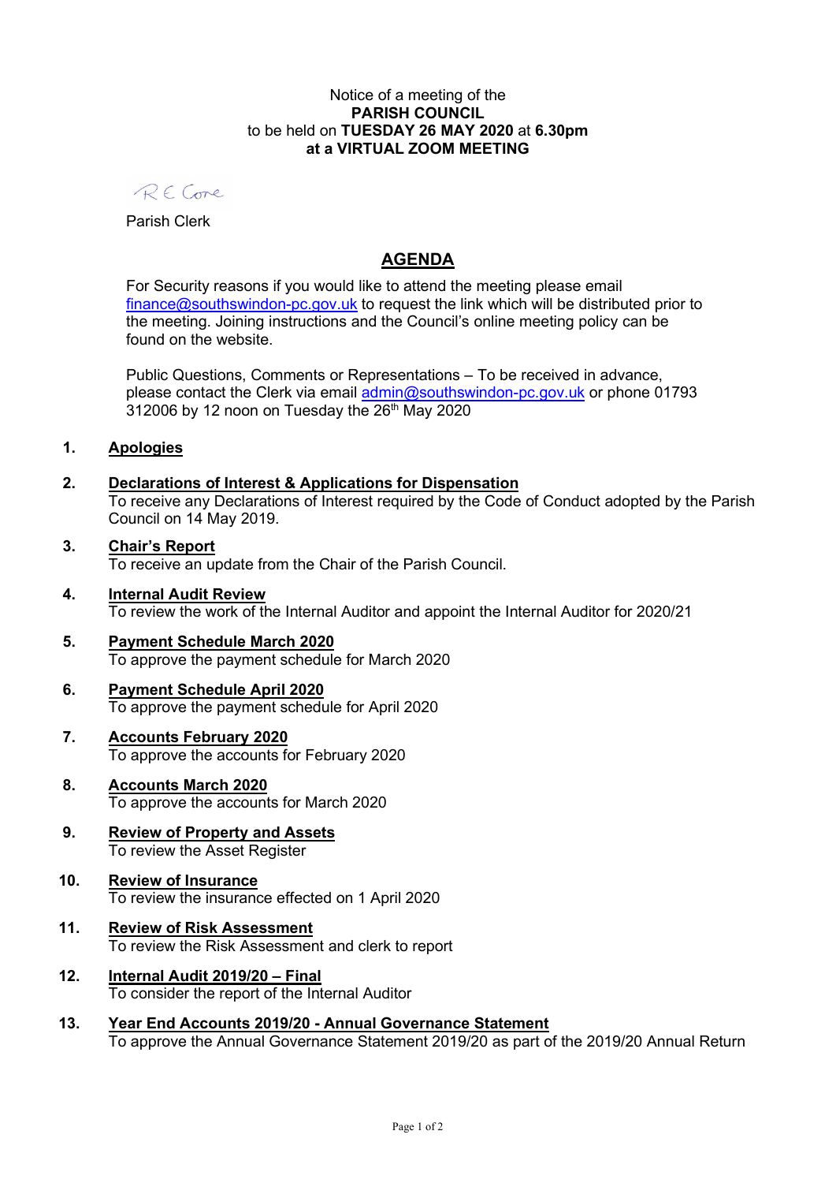Notice of a meeting of the
**PARISH COUNCIL**
to be held on **TUESDAY 26 MAY 2020** at **6.30pm**
**at a VIRTUAL ZOOM MEETING**

R E Cone

Parish Clerk

# AGENDA

For Security reasons if you would like to attend the meeting please email finance@southswindon-pc.gov.uk to request the link which will be distributed prior to the meeting. Joining instructions and the Council's online meeting policy can be found on the website.

Public Questions, Comments or Representations – To be received in advance, please contact the Clerk via email admin@southswindon-pc.gov.uk or phone 01793 312006 by 12 noon on Tuesday the 26th May 2020

1. **Apologies**

2. **Declarations of Interest & Applications for Dispensation**
   To receive any Declarations of Interest required by the Code of Conduct adopted by the Parish Council on 14 May 2019.

3. **Chair's Report**
   To receive an update from the Chair of the Parish Council.

4. **Internal Audit Review**
   To review the work of the Internal Auditor and appoint the Internal Auditor for 2020/21

5. **Payment Schedule March 2020**
   To approve the payment schedule for March 2020

6. **Payment Schedule April 2020**
   To approve the payment schedule for April 2020

7. **Accounts February 2020**
   To approve the accounts for February 2020

8. **Accounts March 2020**
   To approve the accounts for March 2020

9. **Review of Property and Assets**
   To review the Asset Register

10. **Review of Insurance**
    To review the insurance effected on 1 April 2020

11. **Review of Risk Assessment**
    To review the Risk Assessment and clerk to report

12. **Internal Audit 2019/20 – Final**
    To consider the report of the Internal Auditor

13. **Year End Accounts 2019/20 - Annual Governance Statement**
    To approve the Annual Governance Statement 2019/20 as part of the 2019/20 Annual Return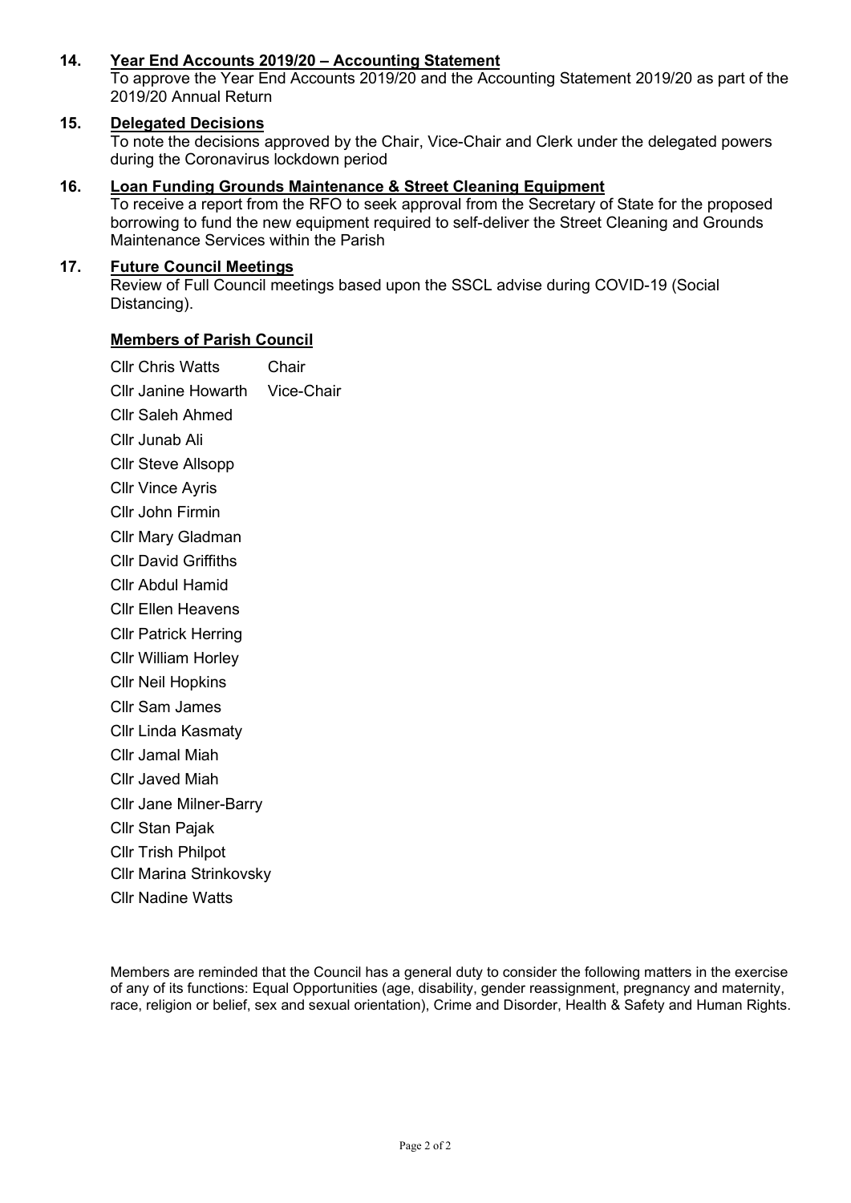**14. Year End Accounts 2019/20 – Accounting Statement**

To approve the Year End Accounts 2019/20 and the Accounting Statement 2019/20 as part of the 2019/20 Annual Return

**15. Delegated Decisions**

To note the decisions approved by the Chair, Vice-Chair and Clerk under the delegated powers during the Coronavirus lockdown period

**16. Loan Funding Grounds Maintenance & Street Cleaning Equipment**

To receive a report from the RFO to seek approval from the Secretary of State for the proposed borrowing to fund the new equipment required to self-deliver the Street Cleaning and Grounds Maintenance Services within the Parish

**17. Future Council Meetings**

Review of Full Council meetings based upon the SSCL advise during COVID-19 (Social Distancing).

**Members of Parish Council**

| | |
|---|---|
| Cllr Chris Watts | Chair |
| Cllr Janine Howarth | Vice-Chair |
| Cllr Saleh Ahmed | |
| Cllr Junab Ali | |
| Cllr Steve Allsopp | |
| Cllr Vince Ayris | |
| Cllr John Firmin | |
| Cllr Mary Gladman | |
| Cllr David Griffiths | |
| Cllr Abdul Hamid | |
| Cllr Ellen Heavens | |
| Cllr Patrick Herring | |
| Cllr William Horley | |
| Cllr Neil Hopkins | |
| Cllr Sam James | |
| Cllr Linda Kasmaty | |
| Cllr Jamal Miah | |
| Cllr Javed Miah | |
| Cllr Jane Milner-Barry | |
| Cllr Stan Pajak | |
| Cllr Trish Philpot | |
| Cllr Marina Strinkovsky | |
| Cllr Nadine Watts | |

Members are reminded that the Council has a general duty to consider the following matters in the exercise of any of its functions: Equal Opportunities (age, disability, gender reassignment, pregnancy and maternity, race, religion or belief, sex and sexual orientation), Crime and Disorder, Health & Safety and Human Rights.